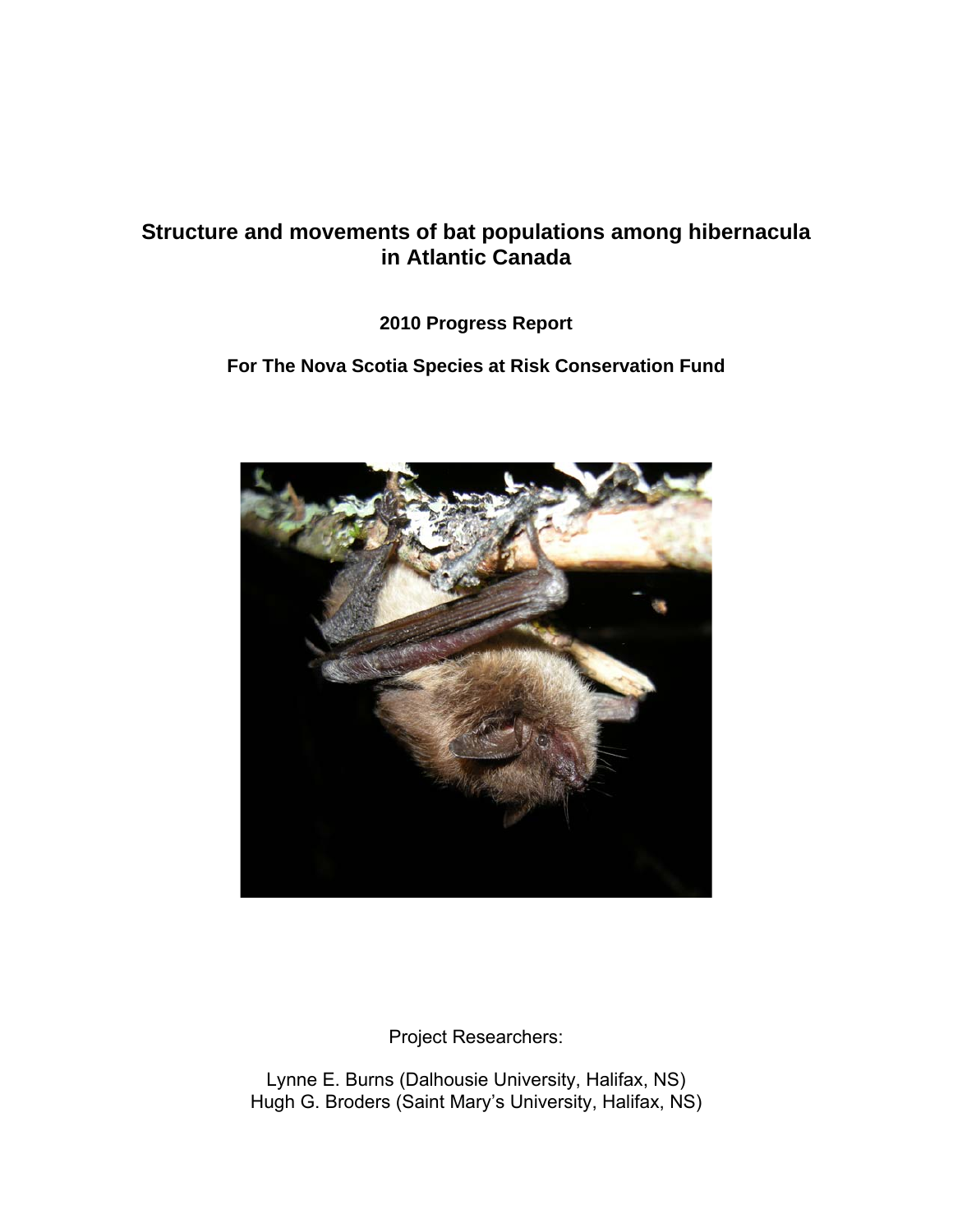# Structure and movements of bat populations among hibernacula in Atlantic Canada

**2010 Progress Report**

**For The Nova Scotia Species at Risk Conservation Fund**

Project Researchers:

Lynne E. Burns (Dalhousie University, Halifax, NS)
Hugh G. Broders (Saint Mary's University, Halifax, NS)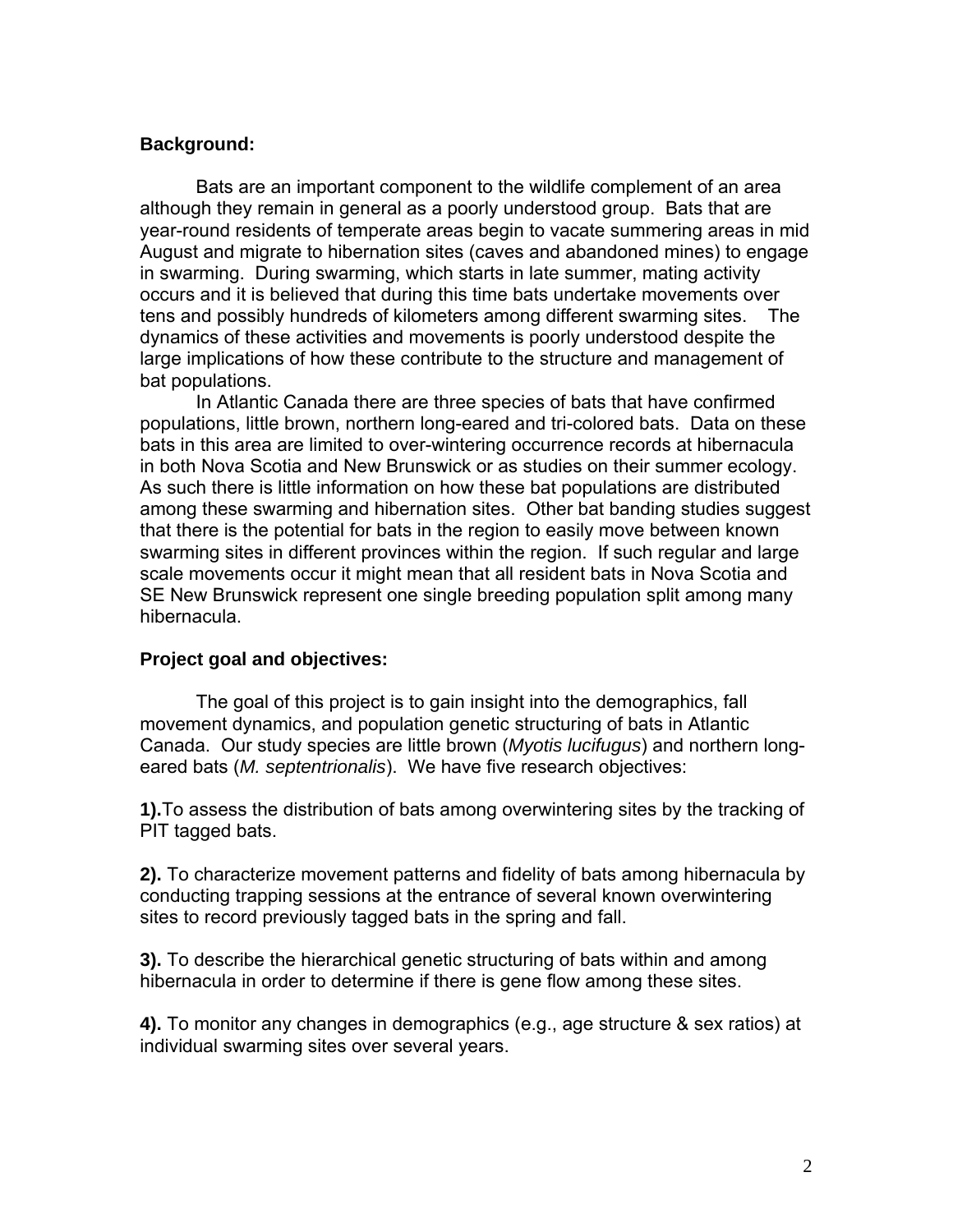**Background:**

Bats are an important component to the wildlife complement of an area although they remain in general as a poorly understood group. Bats that are year-round residents of temperate areas begin to vacate summering areas in mid August and migrate to hibernation sites (caves and abandoned mines) to engage in swarming. During swarming, which starts in late summer, mating activity occurs and it is believed that during this time bats undertake movements over tens and possibly hundreds of kilometers among different swarming sites. The dynamics of these activities and movements is poorly understood despite the large implications of how these contribute to the structure and management of bat populations.

In Atlantic Canada there are three species of bats that have confirmed populations, little brown, northern long-eared and tri-colored bats. Data on these bats in this area are limited to over-wintering occurrence records at hibernacula in both Nova Scotia and New Brunswick or as studies on their summer ecology. As such there is little information on how these bat populations are distributed among these swarming and hibernation sites. Other bat banding studies suggest that there is the potential for bats in the region to easily move between known swarming sites in different provinces within the region. If such regular and large scale movements occur it might mean that all resident bats in Nova Scotia and SE New Brunswick represent one single breeding population split among many hibernacula.

**Project goal and objectives:**

The goal of this project is to gain insight into the demographics, fall movement dynamics, and population genetic structuring of bats in Atlantic Canada. Our study species are little brown (*Myotis lucifugus*) and northern long-eared bats (*M. septentrionalis*). We have five research objectives:

**1).** To assess the distribution of bats among overwintering sites by the tracking of PIT tagged bats.

**2).** To characterize movement patterns and fidelity of bats among hibernacula by conducting trapping sessions at the entrance of several known overwintering sites to record previously tagged bats in the spring and fall.

**3).** To describe the hierarchical genetic structuring of bats within and among hibernacula in order to determine if there is gene flow among these sites.

**4).** To monitor any changes in demographics (e.g., age structure & sex ratios) at individual swarming sites over several years.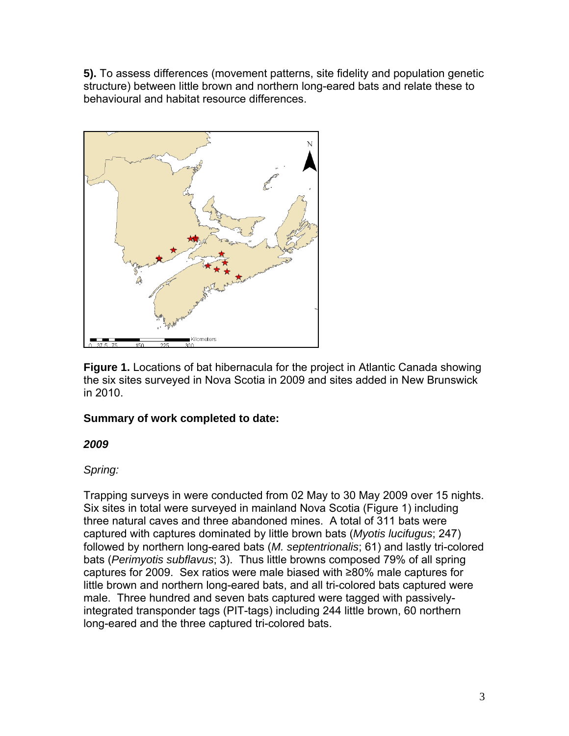**5).** To assess differences (movement patterns, site fidelity and population genetic structure) between little brown and northern long-eared bats and relate these to behavioural and habitat resource differences.

**Figure 1.** Locations of bat hibernacula for the project in Atlantic Canada showing the six sites surveyed in Nova Scotia in 2009 and sites added in New Brunswick in 2010.

**Summary of work completed to date:**

***2009***

*Spring:*

Trapping surveys in were conducted from 02 May to 30 May 2009 over 15 nights. Six sites in total were surveyed in mainland Nova Scotia (Figure 1) including three natural caves and three abandoned mines. A total of 311 bats were captured with captures dominated by little brown bats (*Myotis lucifugus*; 247) followed by northern long-eared bats (*M. septentrionalis*; 61) and lastly tri-colored bats (*Perimyotis subflavus*; 3). Thus little browns composed 79% of all spring captures for 2009. Sex ratios were male biased with ≥80% male captures for little brown and northern long-eared bats, and all tri-colored bats captured were male. Three hundred and seven bats captured were tagged with passively-integrated transponder tags (PIT-tags) including 244 little brown, 60 northern long-eared and the three captured tri-colored bats.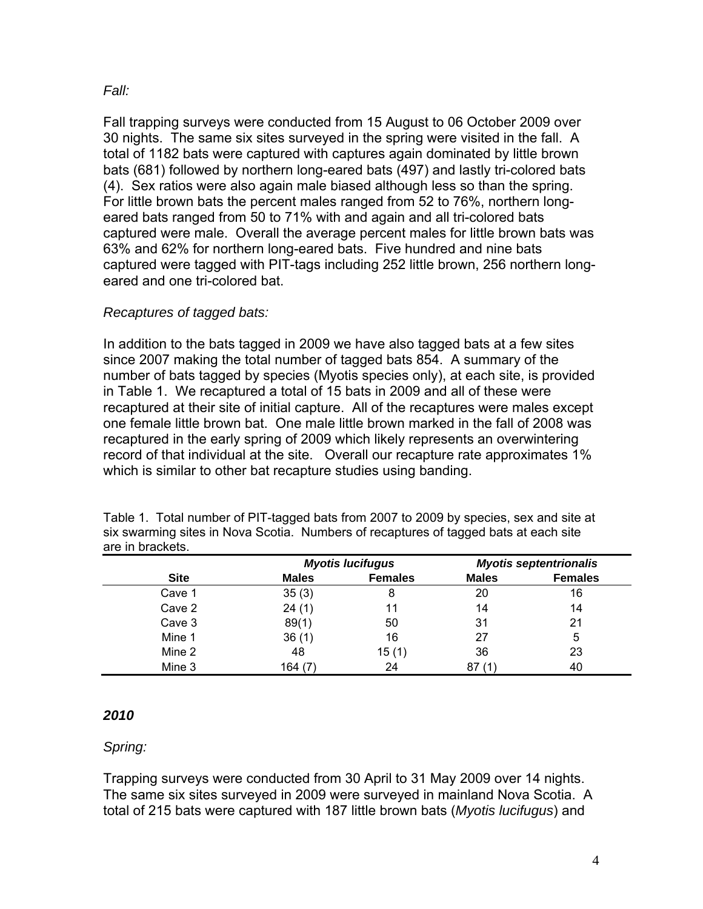*Fall:*

Fall trapping surveys were conducted from 15 August to 06 October 2009 over 30 nights. The same six sites surveyed in the spring were visited in the fall. A total of 1182 bats were captured with captures again dominated by little brown bats (681) followed by northern long-eared bats (497) and lastly tri-colored bats (4). Sex ratios were also again male biased although less so than the spring. For little brown bats the percent males ranged from 52 to 76%, northern long-eared bats ranged from 50 to 71% with and again and all tri-colored bats captured were male. Overall the average percent males for little brown bats was 63% and 62% for northern long-eared bats. Five hundred and nine bats captured were tagged with PIT-tags including 252 little brown, 256 northern long-eared and one tri-colored bat.

*Recaptures of tagged bats:*

In addition to the bats tagged in 2009 we have also tagged bats at a few sites since 2007 making the total number of tagged bats 854. A summary of the number of bats tagged by species (Myotis species only), at each site, is provided in Table 1. We recaptured a total of 15 bats in 2009 and all of these were recaptured at their site of initial capture. All of the recaptures were males except one female little brown bat. One male little brown marked in the fall of 2008 was recaptured in the early spring of 2009 which likely represents an overwintering record of that individual at the site. Overall our recapture rate approximates 1% which is similar to other bat recapture studies using banding.

Table 1. Total number of PIT-tagged bats from 2007 to 2009 by species, sex and site at six swarming sites in Nova Scotia. Numbers of recaptures of tagged bats at each site are in brackets.

| | ***Myotis lucifugus*** | | ***Myotis septentrionalis*** | |
|---|---|---|---|---|
| **Site** | **Males** | **Females** | **Males** | **Females** |
| Cave 1 | 35 (3) | 8 | 20 | 16 |
| Cave 2 | 24 (1) | 11 | 14 | 14 |
| Cave 3 | 89(1) | 50 | 31 | 21 |
| Mine 1 | 36 (1) | 16 | 27 | 5 |
| Mine 2 | 48 | 15 (1) | 36 | 23 |
| Mine 3 | 164 (7) | 24 | 87 (1) | 40 |

### *2010*

*Spring:*

Trapping surveys were conducted from 30 April to 31 May 2009 over 14 nights. The same six sites surveyed in 2009 were surveyed in mainland Nova Scotia. A total of 215 bats were captured with 187 little brown bats (*Myotis lucifugus*) and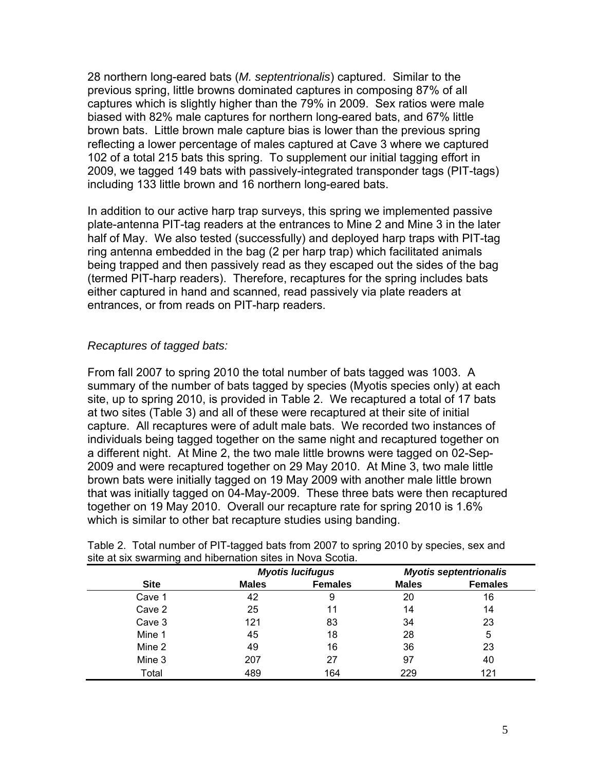28 northern long-eared bats (*M. septentrionalis*) captured. Similar to the previous spring, little browns dominated captures in composing 87% of all captures which is slightly higher than the 79% in 2009. Sex ratios were male biased with 82% male captures for northern long-eared bats, and 67% little brown bats. Little brown male capture bias is lower than the previous spring reflecting a lower percentage of males captured at Cave 3 where we captured 102 of a total 215 bats this spring. To supplement our initial tagging effort in 2009, we tagged 149 bats with passively-integrated transponder tags (PIT-tags) including 133 little brown and 16 northern long-eared bats.

In addition to our active harp trap surveys, this spring we implemented passive plate-antenna PIT-tag readers at the entrances to Mine 2 and Mine 3 in the later half of May. We also tested (successfully) and deployed harp traps with PIT-tag ring antenna embedded in the bag (2 per harp trap) which facilitated animals being trapped and then passively read as they escaped out the sides of the bag (termed PIT-harp readers). Therefore, recaptures for the spring includes bats either captured in hand and scanned, read passively via plate readers at entrances, or from reads on PIT-harp readers.

*Recaptures of tagged bats:*

From fall 2007 to spring 2010 the total number of bats tagged was 1003. A summary of the number of bats tagged by species (Myotis species only) at each site, up to spring 2010, is provided in Table 2. We recaptured a total of 17 bats at two sites (Table 3) and all of these were recaptured at their site of initial capture. All recaptures were of adult male bats. We recorded two instances of individuals being tagged together on the same night and recaptured together on a different night. At Mine 2, the two male little browns were tagged on 02-Sep-2009 and were recaptured together on 29 May 2010. At Mine 3, two male little brown bats were initially tagged on 19 May 2009 with another male little brown that was initially tagged on 04-May-2009. These three bats were then recaptured together on 19 May 2010. Overall our recapture rate for spring 2010 is 1.6% which is similar to other bat recapture studies using banding.

Table 2. Total number of PIT-tagged bats from 2007 to spring 2010 by species, sex and site at six swarming and hibernation sites in Nova Scotia.

| | ***Myotis lucifugus*** | | ***Myotis septentrionalis*** | |
|---|---|---|---|---|
| **Site** | **Males** | **Females** | **Males** | **Females** |
| Cave 1 | 42 | 9 | 20 | 16 |
| Cave 2 | 25 | 11 | 14 | 14 |
| Cave 3 | 121 | 83 | 34 | 23 |
| Mine 1 | 45 | 18 | 28 | 5 |
| Mine 2 | 49 | 16 | 36 | 23 |
| Mine 3 | 207 | 27 | 97 | 40 |
| Total | 489 | 164 | 229 | 121 |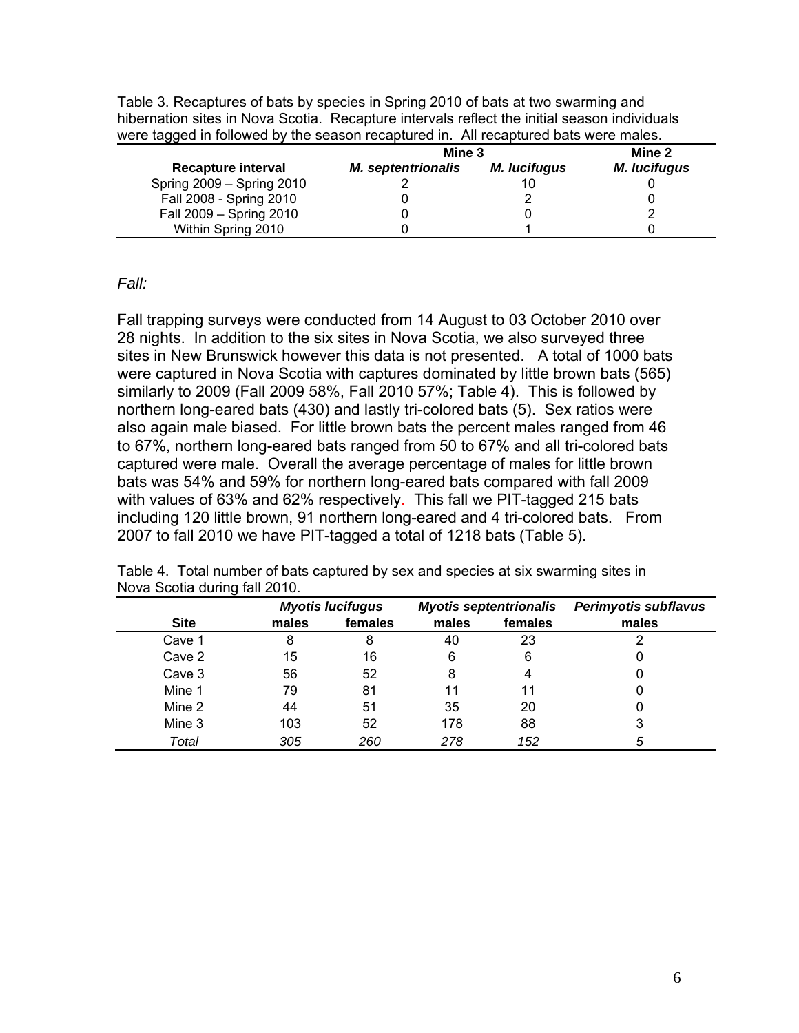Table 3. Recaptures of bats by species in Spring 2010 of bats at two swarming and hibernation sites in Nova Scotia. Recapture intervals reflect the initial season individuals were tagged in followed by the season recaptured in. All recaptured bats were males.

| | Mine 3 | | Mine 2 |
|---|---|---|---|
| **Recapture interval** | ***M. septentrionalis*** | ***M. lucifugus*** | ***M. lucifugus*** |
| Spring 2009 – Spring 2010 | 2 | 10 | 0 |
| Fall 2008 - Spring 2010 | 0 | 2 | 0 |
| Fall 2009 – Spring 2010 | 0 | 0 | 2 |
| Within Spring 2010 | 0 | 1 | 0 |

*Fall:*

Fall trapping surveys were conducted from 14 August to 03 October 2010 over 28 nights. In addition to the six sites in Nova Scotia, we also surveyed three sites in New Brunswick however this data is not presented. A total of 1000 bats were captured in Nova Scotia with captures dominated by little brown bats (565) similarly to 2009 (Fall 2009 58%, Fall 2010 57%; Table 4). This is followed by northern long-eared bats (430) and lastly tri-colored bats (5). Sex ratios were also again male biased. For little brown bats the percent males ranged from 46 to 67%, northern long-eared bats ranged from 50 to 67% and all tri-colored bats captured were male. Overall the average percentage of males for little brown bats was 54% and 59% for northern long-eared bats compared with fall 2009 with values of 63% and 62% respectively. This fall we PIT-tagged 215 bats including 120 little brown, 91 northern long-eared and 4 tri-colored bats. From 2007 to fall 2010 we have PIT-tagged a total of 1218 bats (Table 5).

Table 4. Total number of bats captured by sex and species at six swarming sites in Nova Scotia during fall 2010.

| | *Myotis lucifugus* | | *Myotis septentrionalis* | | *Perimyotis subflavus* |
|---|---|---|---|---|---|
| **Site** | **males** | **females** | **males** | **females** | **males** |
| Cave 1 | 8 | 8 | 40 | 23 | 2 |
| Cave 2 | 15 | 16 | 6 | 6 | 0 |
| Cave 3 | 56 | 52 | 8 | 4 | 0 |
| Mine 1 | 79 | 81 | 11 | 11 | 0 |
| Mine 2 | 44 | 51 | 35 | 20 | 0 |
| Mine 3 | 103 | 52 | 178 | 88 | 3 |
| *Total* | *305* | *260* | *278* | *152* | *5* |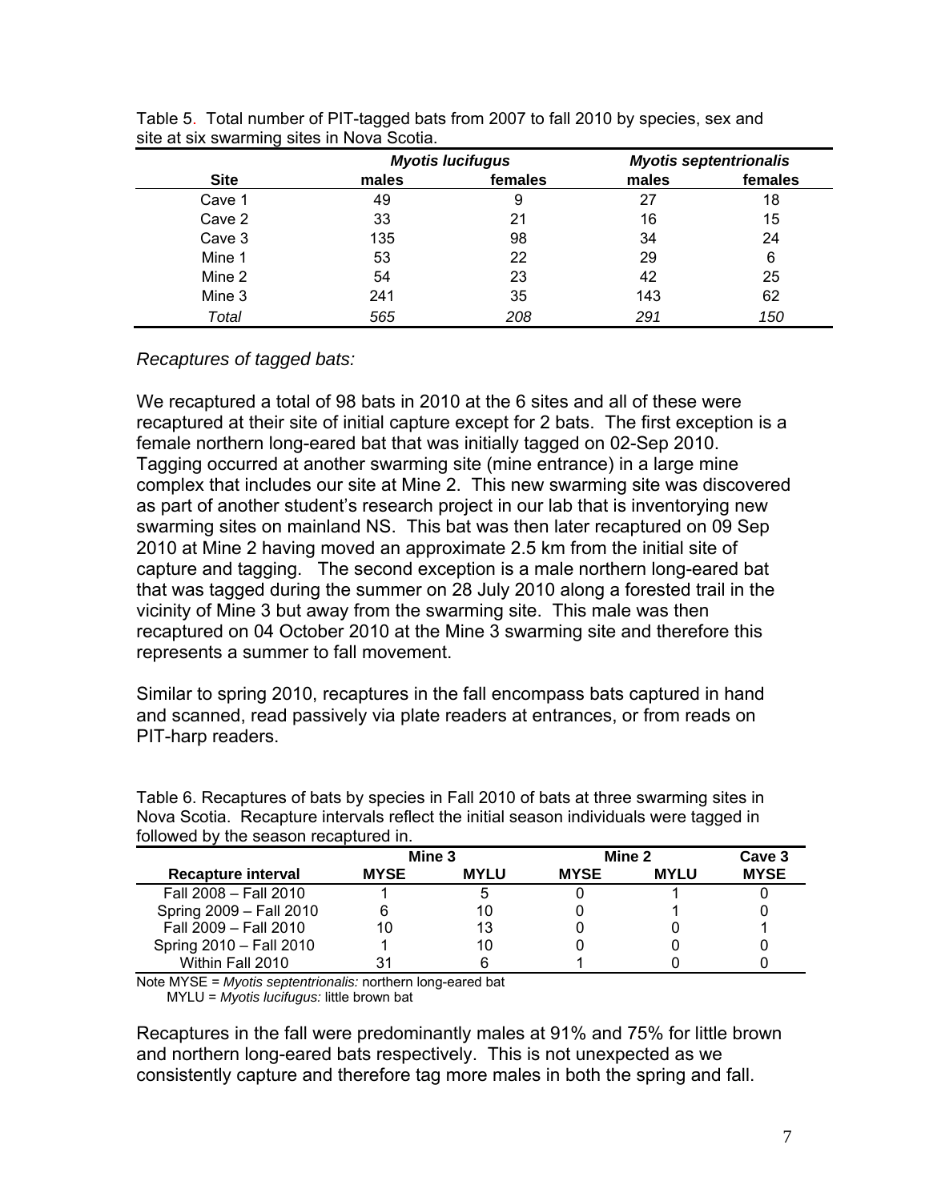Table 5. Total number of PIT-tagged bats from 2007 to fall 2010 by species, sex and site at six swarming sites in Nova Scotia.

| | ***Myotis lucifugus*** | | ***Myotis septentrionalis*** | |
|---|---|---|---|---|
| **Site** | **males** | **females** | **males** | **females** |
| Cave 1 | 49 | 9 | 27 | 18 |
| Cave 2 | 33 | 21 | 16 | 15 |
| Cave 3 | 135 | 98 | 34 | 24 |
| Mine 1 | 53 | 22 | 29 | 6 |
| Mine 2 | 54 | 23 | 42 | 25 |
| Mine 3 | 241 | 35 | 143 | 62 |
| *Total* | *565* | *208* | *291* | *150* |

*Recaptures of tagged bats:*

We recaptured a total of 98 bats in 2010 at the 6 sites and all of these were recaptured at their site of initial capture except for 2 bats. The first exception is a female northern long-eared bat that was initially tagged on 02-Sep 2010. Tagging occurred at another swarming site (mine entrance) in a large mine complex that includes our site at Mine 2. This new swarming site was discovered as part of another student's research project in our lab that is inventorying new swarming sites on mainland NS. This bat was then later recaptured on 09 Sep 2010 at Mine 2 having moved an approximate 2.5 km from the initial site of capture and tagging. The second exception is a male northern long-eared bat that was tagged during the summer on 28 July 2010 along a forested trail in the vicinity of Mine 3 but away from the swarming site. This male was then recaptured on 04 October 2010 at the Mine 3 swarming site and therefore this represents a summer to fall movement.

Similar to spring 2010, recaptures in the fall encompass bats captured in hand and scanned, read passively via plate readers at entrances, or from reads on PIT-harp readers.

Table 6. Recaptures of bats by species in Fall 2010 of bats at three swarming sites in Nova Scotia. Recapture intervals reflect the initial season individuals were tagged in followed by the season recaptured in.

| | **Mine 3** | | **Mine 2** | | **Cave 3** |
|---|---|---|---|---|---|
| **Recapture interval** | **MYSE** | **MYLU** | **MYSE** | **MYLU** | **MYSE** |
| Fall 2008 – Fall 2010 | 1 | 5 | 0 | 1 | 0 |
| Spring 2009 – Fall 2010 | 6 | 10 | 0 | 1 | 0 |
| Fall 2009 – Fall 2010 | 10 | 13 | 0 | 0 | 1 |
| Spring 2010 – Fall 2010 | 1 | 10 | 0 | 0 | 0 |
| Within Fall 2010 | 31 | 6 | 1 | 0 | 0 |

Note MYSE = *Myotis septentrionalis:* northern long-eared bat
MYLU = *Myotis lucifugus:* little brown bat

Recaptures in the fall were predominantly males at 91% and 75% for little brown and northern long-eared bats respectively. This is not unexpected as we consistently capture and therefore tag more males in both the spring and fall.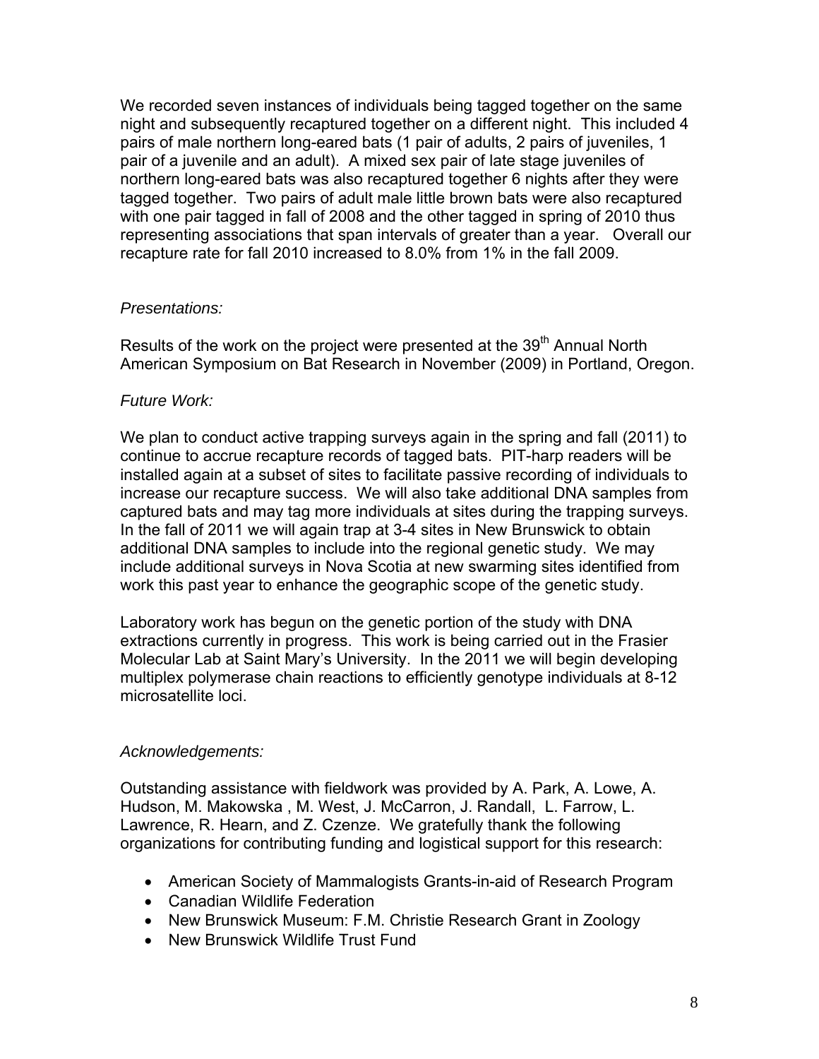We recorded seven instances of individuals being tagged together on the same night and subsequently recaptured together on a different night. This included 4 pairs of male northern long-eared bats (1 pair of adults, 2 pairs of juveniles, 1 pair of a juvenile and an adult). A mixed sex pair of late stage juveniles of northern long-eared bats was also recaptured together 6 nights after they were tagged together. Two pairs of adult male little brown bats were also recaptured with one pair tagged in fall of 2008 and the other tagged in spring of 2010 thus representing associations that span intervals of greater than a year. Overall our recapture rate for fall 2010 increased to 8.0% from 1% in the fall 2009.

*Presentations:*

Results of the work on the project were presented at the 39th Annual North American Symposium on Bat Research in November (2009) in Portland, Oregon.

*Future Work:*

We plan to conduct active trapping surveys again in the spring and fall (2011) to continue to accrue recapture records of tagged bats. PIT-harp readers will be installed again at a subset of sites to facilitate passive recording of individuals to increase our recapture success. We will also take additional DNA samples from captured bats and may tag more individuals at sites during the trapping surveys. In the fall of 2011 we will again trap at 3-4 sites in New Brunswick to obtain additional DNA samples to include into the regional genetic study. We may include additional surveys in Nova Scotia at new swarming sites identified from work this past year to enhance the geographic scope of the genetic study.

Laboratory work has begun on the genetic portion of the study with DNA extractions currently in progress. This work is being carried out in the Frasier Molecular Lab at Saint Mary's University. In the 2011 we will begin developing multiplex polymerase chain reactions to efficiently genotype individuals at 8-12 microsatellite loci.

*Acknowledgements:*

Outstanding assistance with fieldwork was provided by A. Park, A. Lowe, A. Hudson, M. Makowska , M. West, J. McCarron, J. Randall, L. Farrow, L. Lawrence, R. Hearn, and Z. Czenze. We gratefully thank the following organizations for contributing funding and logistical support for this research:

- American Society of Mammalogists Grants-in-aid of Research Program
- Canadian Wildlife Federation
- New Brunswick Museum: F.M. Christie Research Grant in Zoology
- New Brunswick Wildlife Trust Fund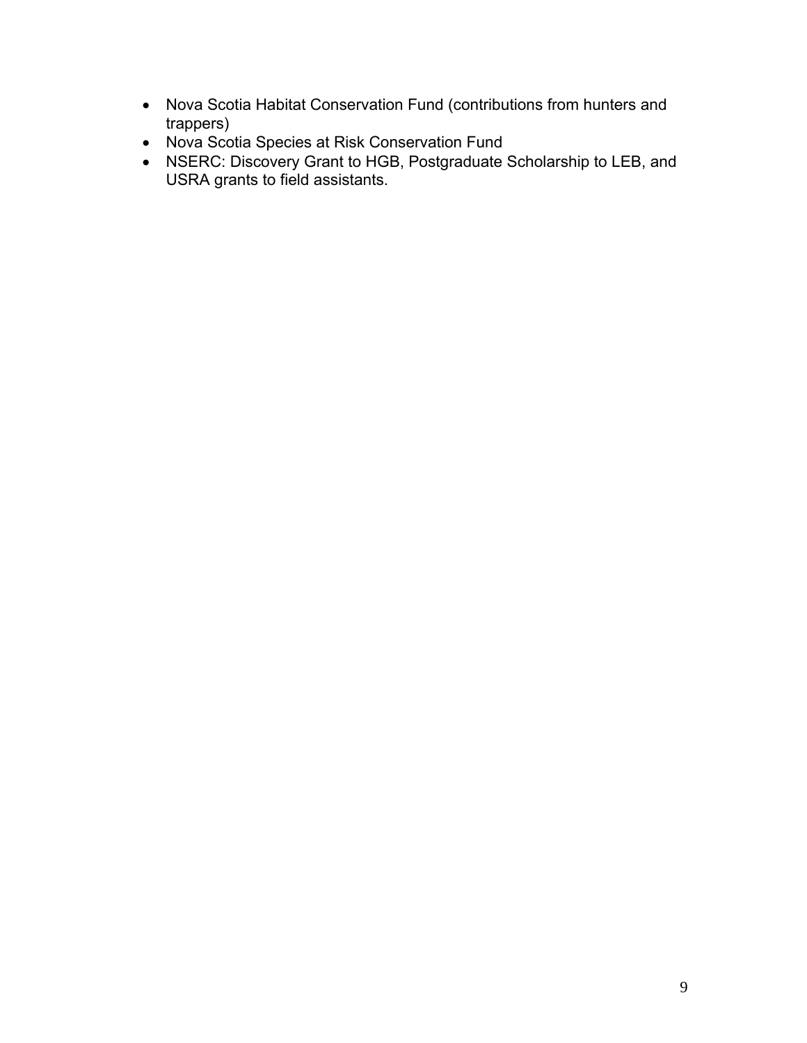- Nova Scotia Habitat Conservation Fund (contributions from hunters and trappers)
- Nova Scotia Species at Risk Conservation Fund
- NSERC: Discovery Grant to HGB, Postgraduate Scholarship to LEB, and USRA grants to field assistants.